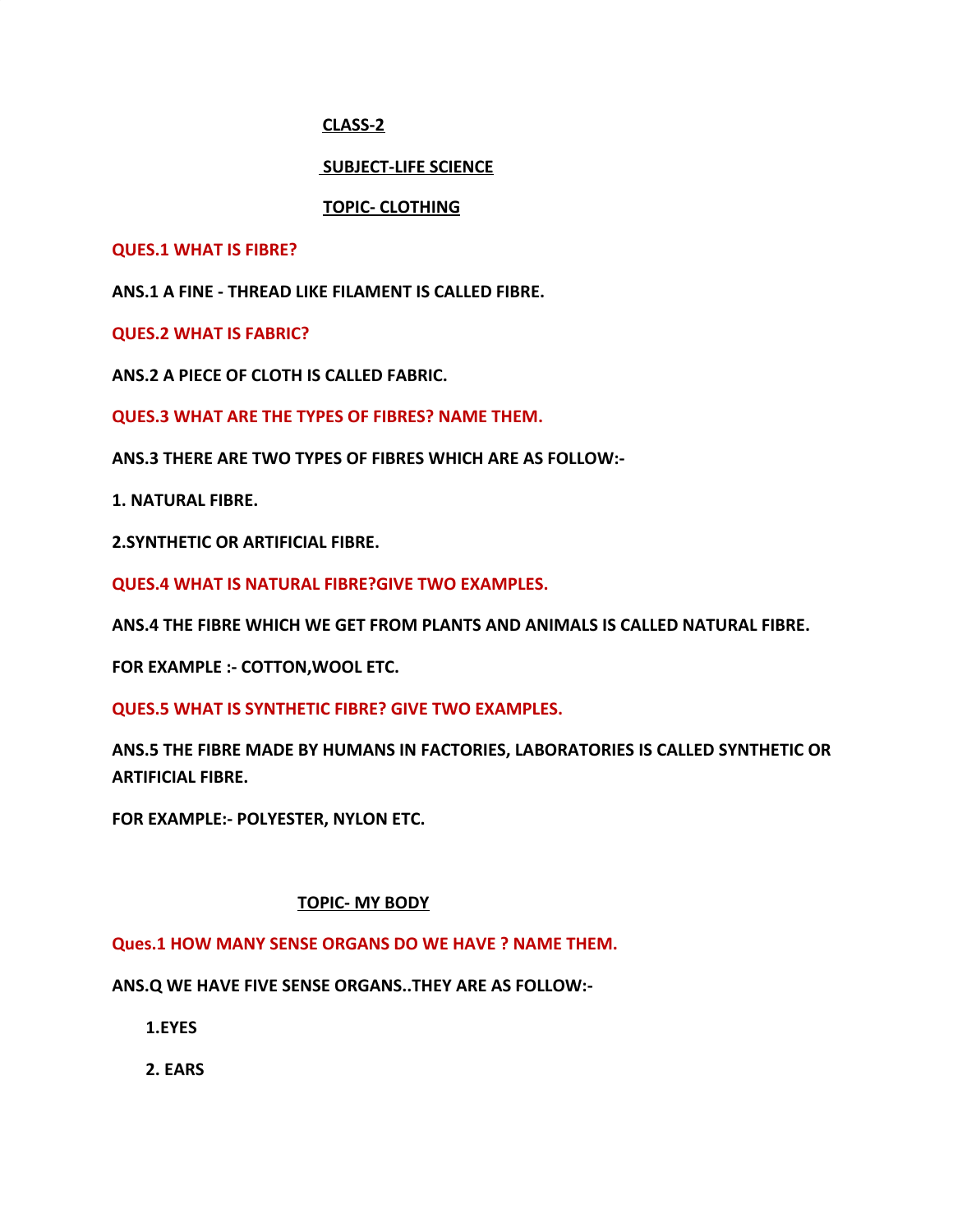**CLASS-2**

**SUBJECT-LIFE SCIENCE**

**TOPIC- CLOTHING**

**QUES.1 WHAT IS FIBRE?**

**ANS.1 A FINE - THREAD LIKE FILAMENT IS CALLED FIBRE.**

**QUES.2 WHAT IS FABRIC?**

**ANS.2 A PIECE OF CLOTH IS CALLED FABRIC.**

**QUES.3 WHAT ARE THE TYPES OF FIBRES? NAME THEM.**

**ANS.3 THERE ARE TWO TYPES OF FIBRES WHICH ARE AS FOLLOW:-**

**1. NATURAL FIBRE.**

**2.SYNTHETIC OR ARTIFICIAL FIBRE.**

**QUES.4 WHAT IS NATURAL FIBRE?GIVE TWO EXAMPLES.**

**ANS.4 THE FIBRE WHICH WE GET FROM PLANTS AND ANIMALS IS CALLED NATURAL FIBRE.**

**FOR EXAMPLE :- COTTON,WOOL ETC.**

**QUES.5 WHAT IS SYNTHETIC FIBRE? GIVE TWO EXAMPLES.**

**ANS.5 THE FIBRE MADE BY HUMANS IN FACTORIES, LABORATORIES IS CALLED SYNTHETIC OR ARTIFICIAL FIBRE.**

**FOR EXAMPLE:- POLYESTER, NYLON ETC.**

**TOPIC- MY BODY**

**Ques.1 HOW MANY SENSE ORGANS DO WE HAVE ? NAME THEM.**

**ANS.Q WE HAVE FIVE SENSE ORGANS..THEY ARE AS FOLLOW:-**

**1.EYES**

**2. EARS**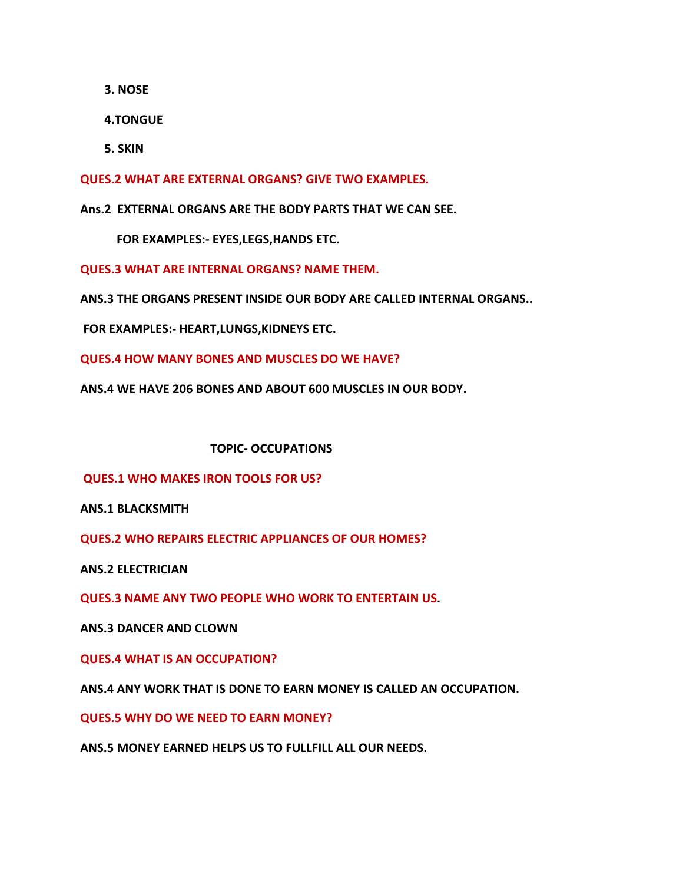3. **NOSE**

4. **TONGUE**

5. **SKIN**

**QUES.2 WHAT ARE EXTERNAL ORGANS? GIVE TWO EXAMPLES.**

**Ans.2 EXTERNAL ORGANS ARE THE BODY PARTS THAT WE CAN SEE.**

**FOR EXAMPLES:- EYES,LEGS,HANDS ETC.**

**QUES.3 WHAT ARE INTERNAL ORGANS? NAME THEM.**

**ANS.3 THE ORGANS PRESENT INSIDE OUR BODY ARE CALLED INTERNAL ORGANS..**

**FOR EXAMPLES:- HEART,LUNGS,KIDNEYS ETC.**

**QUES.4 HOW MANY BONES AND MUSCLES DO WE HAVE?**

**ANS.4 WE HAVE 206 BONES AND ABOUT 600 MUSCLES IN OUR BODY.**

## TOPIC- OCCUPATIONS

**QUES.1 WHO MAKES IRON TOOLS FOR US?**

**ANS.1 BLACKSMITH**

**QUES.2 WHO REPAIRS ELECTRIC APPLIANCES OF OUR HOMES?**

**ANS.2 ELECTRICIAN**

**QUES.3 NAME ANY TWO PEOPLE WHO WORK TO ENTERTAIN US.**

**ANS.3 DANCER AND CLOWN**

**QUES.4 WHAT IS AN OCCUPATION?**

**ANS.4 ANY WORK THAT IS DONE TO EARN MONEY IS CALLED AN OCCUPATION.**

**QUES.5 WHY DO WE NEED TO EARN MONEY?**

**ANS.5 MONEY EARNED HELPS US TO FULLFILL ALL OUR NEEDS.**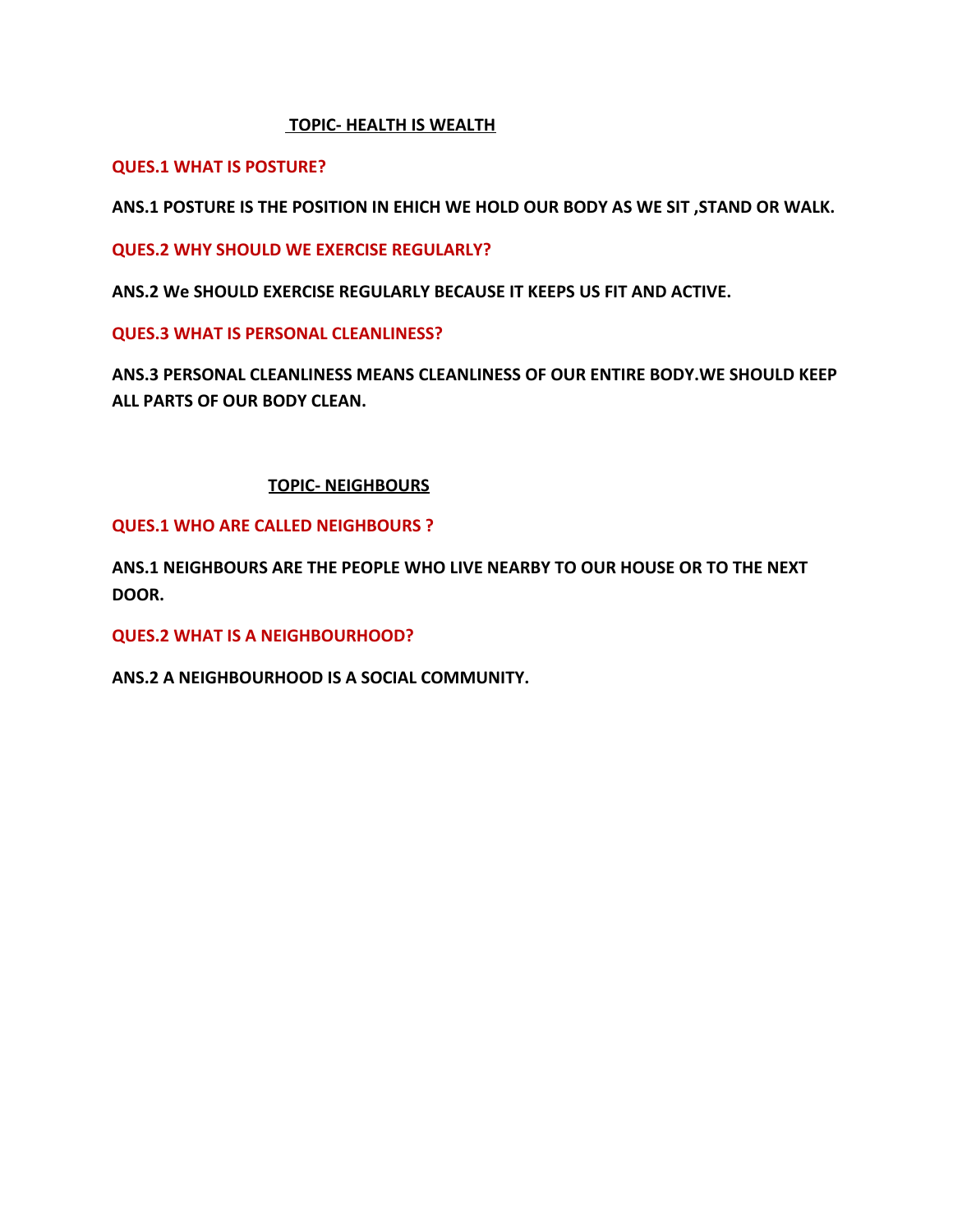## TOPIC- HEALTH IS WEALTH

**QUES.1 WHAT IS POSTURE?**

**ANS.1 POSTURE IS THE POSITION IN EHICH WE HOLD OUR BODY AS WE SIT ,STAND OR WALK.**

**QUES.2 WHY SHOULD WE EXERCISE REGULARLY?**

**ANS.2 We SHOULD EXERCISE REGULARLY BECAUSE IT KEEPS US FIT AND ACTIVE.**

**QUES.3 WHAT IS PERSONAL CLEANLINESS?**

**ANS.3 PERSONAL CLEANLINESS MEANS CLEANLINESS OF OUR ENTIRE BODY.WE SHOULD KEEP ALL PARTS OF OUR BODY CLEAN.**

## TOPIC- NEIGHBOURS

**QUES.1 WHO ARE CALLED NEIGHBOURS ?**

**ANS.1 NEIGHBOURS ARE THE PEOPLE WHO LIVE NEARBY TO OUR HOUSE OR TO THE NEXT DOOR.**

**QUES.2 WHAT IS A NEIGHBOURHOOD?**

**ANS.2 A NEIGHBOURHOOD IS A SOCIAL COMMUNITY.**